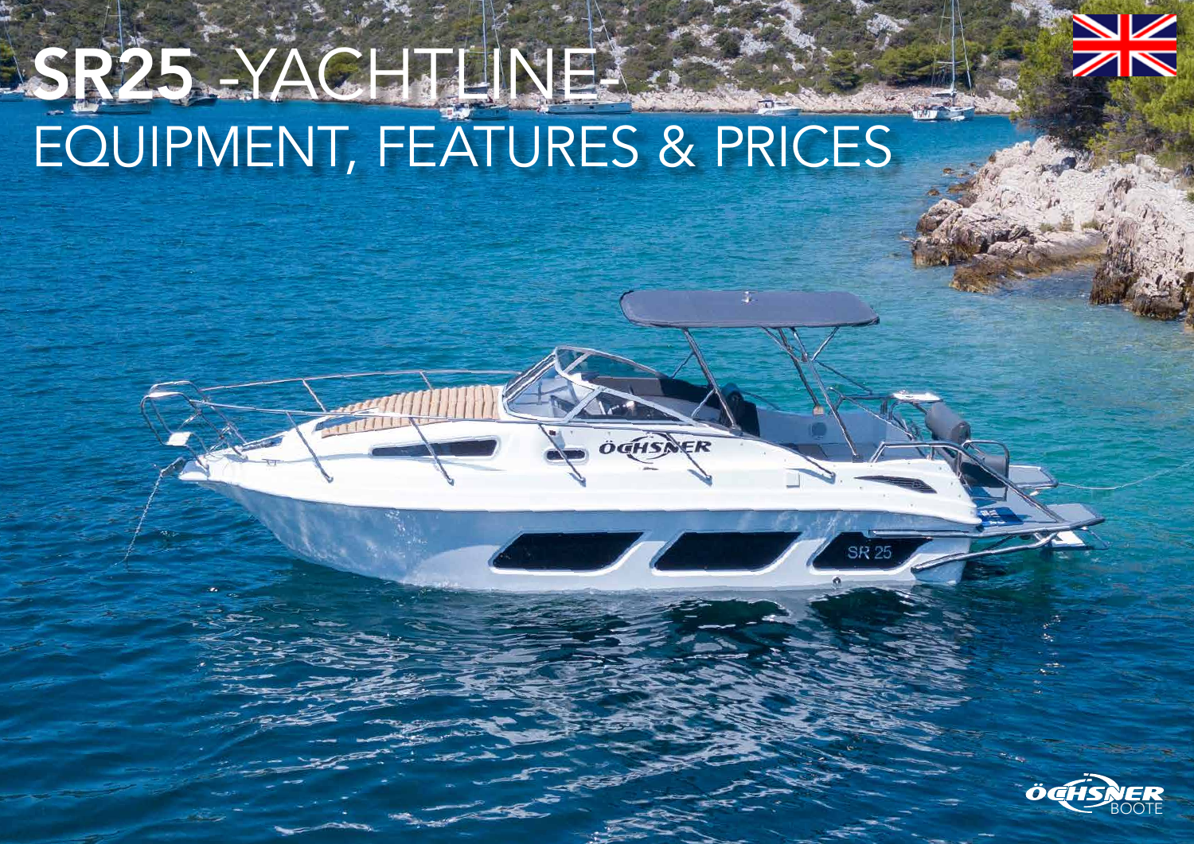# SR25 -YACHTLINE-

## EQUIPMENT, FEATURES & PRICES

ÖCHSNER BOOTE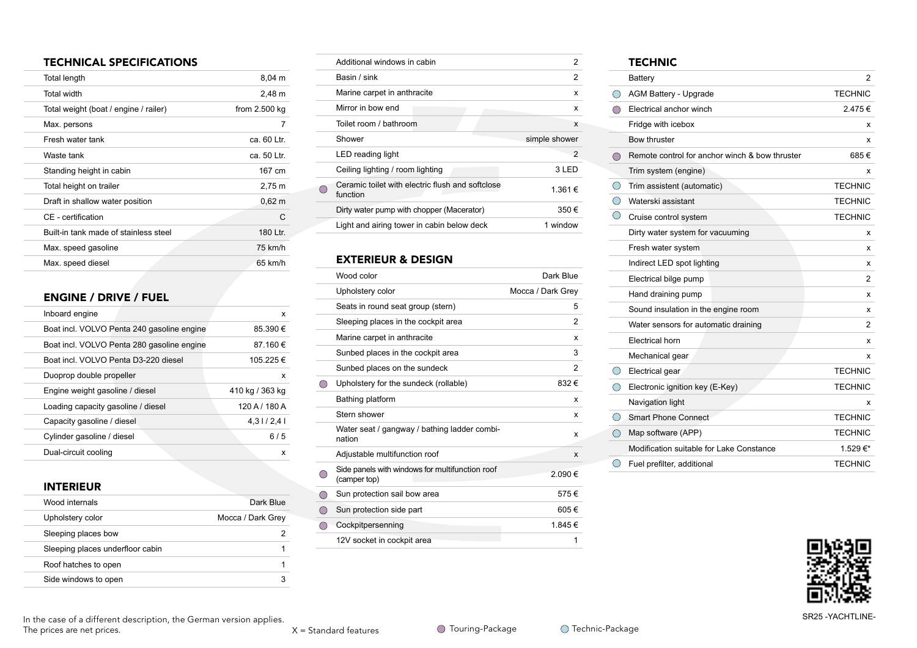## TECHNICAL SPECIFICATIONS

| | |
|---|---|
| Total length | 8,04 m |
| Total width | 2,48 m |
| Total weight (boat / engine / railer) | from 2.500 kg |
| Max. persons | 7 |
| Fresh water tank | ca. 60 Ltr. |
| Waste tank | ca. 50 Ltr. |
| Standing height in cabin | 167 cm |
| Total height on trailer | 2,75 m |
| Draft in shallow water position | 0,62 m |
| CE - certification | C |
| Built-in tank made of stainless steel | 180 Ltr. |
| Max. speed gasoline | 75 km/h |
| Max. speed diesel | 65 km/h |

## ENGINE / DRIVE / FUEL

| | |
|---|---|
| Inboard engine | x |
| Boat incl. VOLVO Penta 240 gasoline engine | 85.390 € |
| Boat incl. VOLVO Penta 280 gasoline engine | 87.160 € |
| Boat incl. VOLVO Penta D3-220 diesel | 105.225 € |
| Duoprop double propeller | x |
| Engine weight gasoline / diesel | 410 kg / 363 kg |
| Loading capacity gasoline / diesel | 120 A / 180 A |
| Capacity gasoline / diesel | 4,3 l / 2,4 l |
| Cylinder gasoline / diesel | 6 / 5 |
| Dual-circuit cooling | x |

## INTERIEUR

| Package | Item | Value |
|---|---|---|
| | Wood internals | Dark Blue |
| | Upholstery color | Mocca / Dark Grey |
| | Sleeping places bow | 2 |
| | Sleeping places underfloor cabin | 1 |
| | Roof hatches to open | 1 |
| | Side windows to open | 3 |
| | Additional windows in cabin | 2 |
| | Basin / sink | 2 |
| | Marine carpet in anthracite | x |
| | Mirror in bow end | x |
| | Toilet room / bathroom | x |
| | Shower | simple shower |
| | LED reading light | 2 |
| | Ceiling lighting / room lighting | 3 LED |
| ● | Ceramic toilet with electric flush and softclose function | 1.361 € |
| | Dirty water pump with chopper (Macerator) | 350 € |
| | Light and airing tower in cabin below deck | 1 window |

## EXTERIEUR & DESIGN

| Package | Item | Value |
|---|---|---|
| | Wood color | Dark Blue |
| | Upholstery color | Mocca / Dark Grey |
| | Seats in round seat group (stern) | 5 |
| | Sleeping places in the cockpit area | 2 |
| | Marine carpet in anthracite | x |
| | Sunbed places in the cockpit area | 3 |
| | Sunbed places on the sundeck | 2 |
| ● | Upholstery for the sundeck (rollable) | 832 € |
| | Bathing platform | x |
| | Stern shower | x |
| | Water seat / gangway / bathing ladder combination | x |
| | Adjustable multifunction roof | x |
| ● | Side panels with windows for multifunction roof (camper top) | 2.090 € |
| ● | Sun protection sail bow area | 575 € |
| ● | Sun protection side part | 605 € |
| ● | Cockpitpersenning | 1.845 € |
| | 12V socket in cockpit area | 1 |

## TECHNIC

| Package | Item | Value |
|---|---|---|
| | Battery | 2 |
| ○ | AGM Battery - Upgrade | TECHNIC |
| ● | Electrical anchor winch | 2.475 € |
| | Fridge with icebox | x |
| | Bow thruster | x |
| ● | Remote control for anchor winch & bow thruster | 685 € |
| | Trim system (engine) | x |
| ○ | Trim assistent (automatic) | TECHNIC |
| ○ | Waterski assistant | TECHNIC |
| ○ | Cruise control system | TECHNIC |
| | Dirty water system for vacuuming | x |
| | Fresh water system | x |
| | Indirect LED spot lighting | x |
| | Electrical bilge pump | 2 |
| | Hand draining pump | x |
| | Sound insulation in the engine room | x |
| | Water sensors for automatic draining | 2 |
| | Electrical horn | x |
| | Mechanical gear | x |
| ○ | Electrical gear | TECHNIC |
| ○ | Electronic ignition key (E-Key) | TECHNIC |
| | Navigation light | x |
| ○ | Smart Phone Connect | TECHNIC |
| ○ | Map software (APP) | TECHNIC |
| | Modification suitable for Lake Constance | 1.529 €* |
| ○ | Fuel prefilter, additional | TECHNIC |

SR25 -YACHTLINE-

In the case of a different description, the German version applies.
The prices are net prices.

X = Standard features ● Touring-Package ○ Technic-Package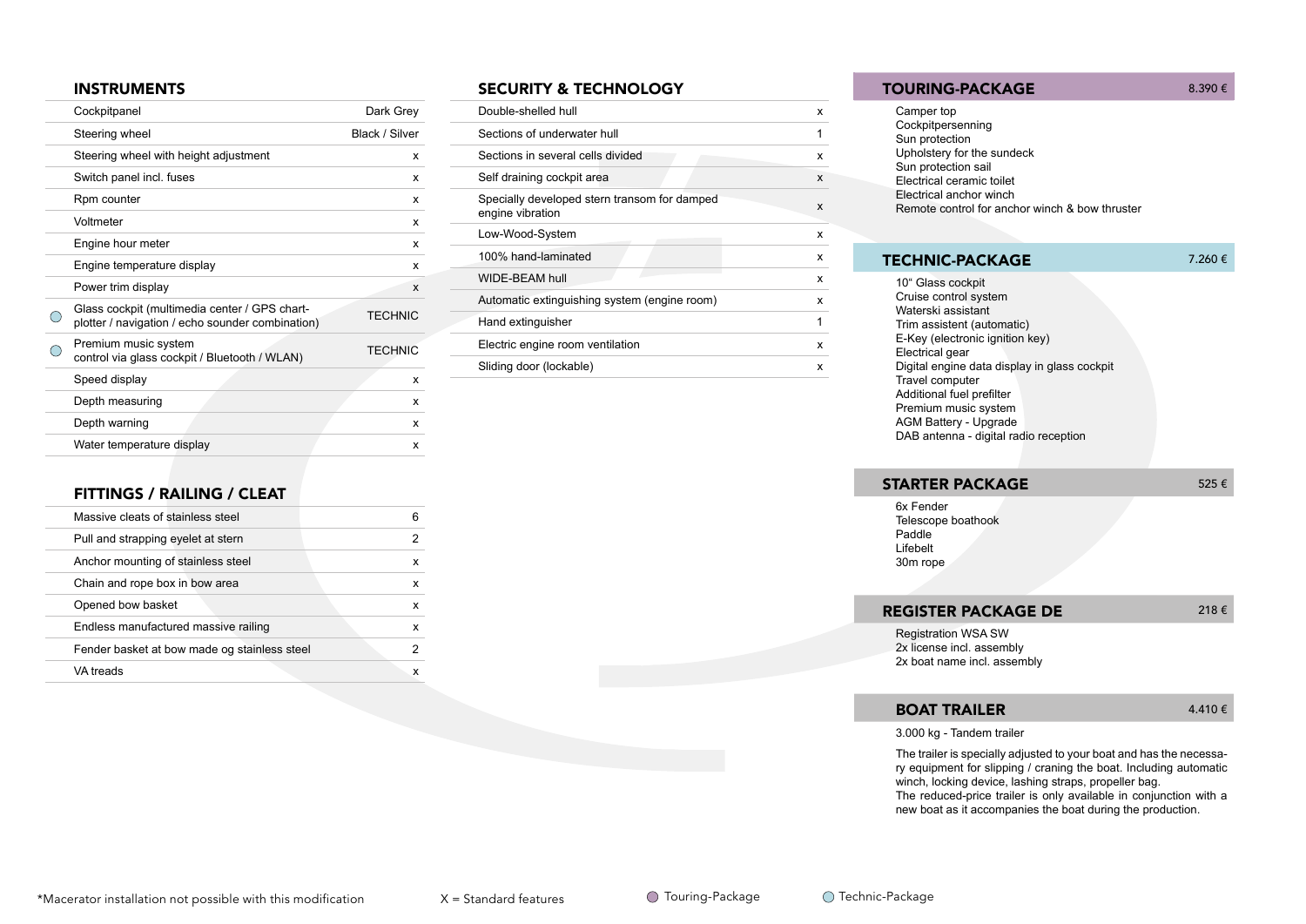## INSTRUMENTS

| | | |
|---|---|---|
| | Cockpitpanel | Dark Grey |
| | Steering wheel | Black / Silver |
| | Steering wheel with height adjustment | x |
| | Switch panel incl. fuses | x |
| | Rpm counter | x |
| | Voltmeter | x |
| | Engine hour meter | x |
| | Engine temperature display | x |
| | Power trim display | x |
| ○ | Glass cockpit (multimedia center / GPS chart-plotter / navigation / echo sounder combination) | TECHNIC |
| ○ | Premium music system control via glass cockpit / Bluetooth / WLAN) | TECHNIC |
| | Speed display | x |
| | Depth measuring | x |
| | Depth warning | x |
| | Water temperature display | x |

## FITTINGS / RAILING / CLEAT

| | |
|---|---|
| Massive cleats of stainless steel | 6 |
| Pull and strapping eyelet at stern | 2 |
| Anchor mounting of stainless steel | x |
| Chain and rope box in bow area | x |
| Opened bow basket | x |
| Endless manufactured massive railing | x |
| Fender basket at bow made og stainless steel | 2 |
| VA treads | x |

## SECURITY & TECHNOLOGY

| | |
|---|---|
| Double-shelled hull | x |
| Sections of underwater hull | 1 |
| Sections in several cells divided | x |
| Self draining cockpit area | x |
| Specially developed stern transom for damped engine vibration | x |
| Low-Wood-System | x |
| 100% hand-laminated | x |
| WIDE-BEAM hull | x |
| Automatic extinguishing system (engine room) | x |
| Hand extinguisher | 1 |
| Electric engine room ventilation | x |
| Sliding door (lockable) | x |

## TOURING-PACKAGE — 8.390 €

Camper top
Cockpitpersenning
Sun protection
Upholstery for the sundeck
Sun protection sail
Electrical ceramic toilet
Electrical anchor winch
Remote control for anchor winch & bow thruster

## TECHNIC-PACKAGE — 7.260 €

10" Glass cockpit
Cruise control system
Waterski assistant
Trim assistent (automatic)
E-Key (electronic ignition key)
Electrical gear
Digital engine data display in glass cockpit
Travel computer
Additional fuel prefilter
Premium music system
AGM Battery - Upgrade
DAB antenna - digital radio reception

## STARTER PACKAGE — 525 €

6x Fender
Telescope boathook
Paddle
Lifebelt
30m rope

## REGISTER PACKAGE DE — 218 €

Registration WSA SW
2x license incl. assembly
2x boat name incl. assembly

## BOAT TRAILER — 4.410 €

3.000 kg - Tandem trailer

The trailer is specially adjusted to your boat and has the necessary equipment for slipping / craning the boat. Including automatic winch, locking device, lashing straps, propeller bag.
The reduced-price trailer is only available in conjunction with a new boat as it accompanies the boat during the production.

*Macerator installation not possible with this modification

X = Standard features

○ Touring-Package

○ Technic-Package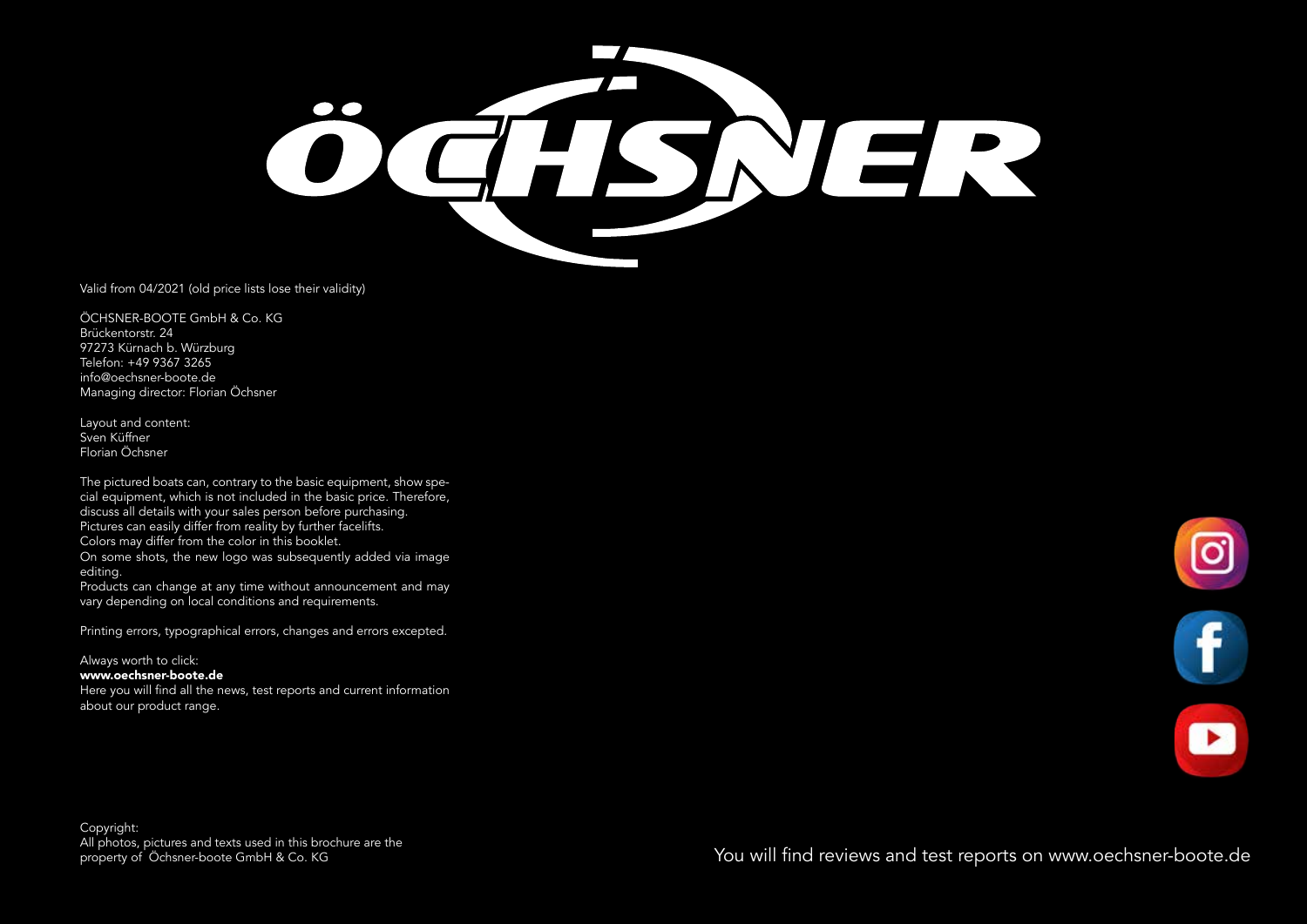# ÖCHSNER

Valid from 04/2021 (old price lists lose their validity)

ÖCHSNER-BOOTE GmbH & Co. KG
Brückentorstr. 24
97273 Kürnach b. Würzburg
Telefon: +49 9367 3265
info@oechsner-boote.de
Managing director: Florian Öchsner

Layout and content:
Sven Küffner
Florian Öchsner

The pictured boats can, contrary to the basic equipment, show special equipment, which is not included in the basic price. Therefore, discuss all details with your sales person before purchasing.
Pictures can easily differ from reality by further facelifts.
Colors may differ from the color in this booklet.
On some shots, the new logo was subsequently added via image editing.
Products can change at any time without announcement and may vary depending on local conditions and requirements.

Printing errors, typographical errors, changes and errors excepted.

Always worth to click:
**www.oechsner-boote.de**
Here you will find all the news, test reports and current information about our product range.

Copyright:
All photos, pictures and texts used in this brochure are the property of Öchsner-boote GmbH & Co. KG

You will find reviews and test reports on www.oechsner-boote.de